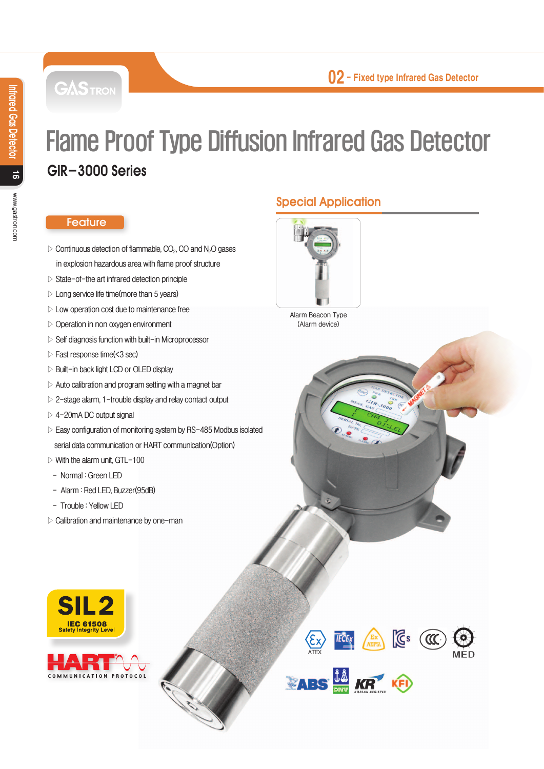02 - Fixed type Infrared Gas Detector

# Flame Proof Type Diffusion Infrared Gas Detector

## GIR-3000 Series

### Feature

- Continuous detection of flammable, $CO_2$, CO and $N_2O$ gases in explosion hazardous area with flame proof structure
- State-of-the art infrared detection principle
- Long service life time(more than 5 years)
- Low operation cost due to maintenance free
- Operation in non oxygen environment
- Self diagnosis function with built-in Microprocessor
- Fast response time(<3 sec)
- Built-in back light LCD or OLED display
- Auto calibration and program setting with a magnet bar
- 2-stage alarm, 1-trouble display and relay contact output
- 4-20mA DC output signal
- Easy configuration of monitoring system by RS-485 Modbus isolated serial data communication or HART communication(Option)
- With the alarm unit, GTL-100
  - Normal : Green LED
  - Alarm : Red LED, Buzzer(95dB)
  - Trouble : Yellow LED
- Calibration and maintenance by one-man

### Special Application

Alarm Beacon Type
(Alarm device)

SIL 2
IEC 61508
Safety Integrity Level

HART
COMMUNICATION PROTOCOL

ATEX

MED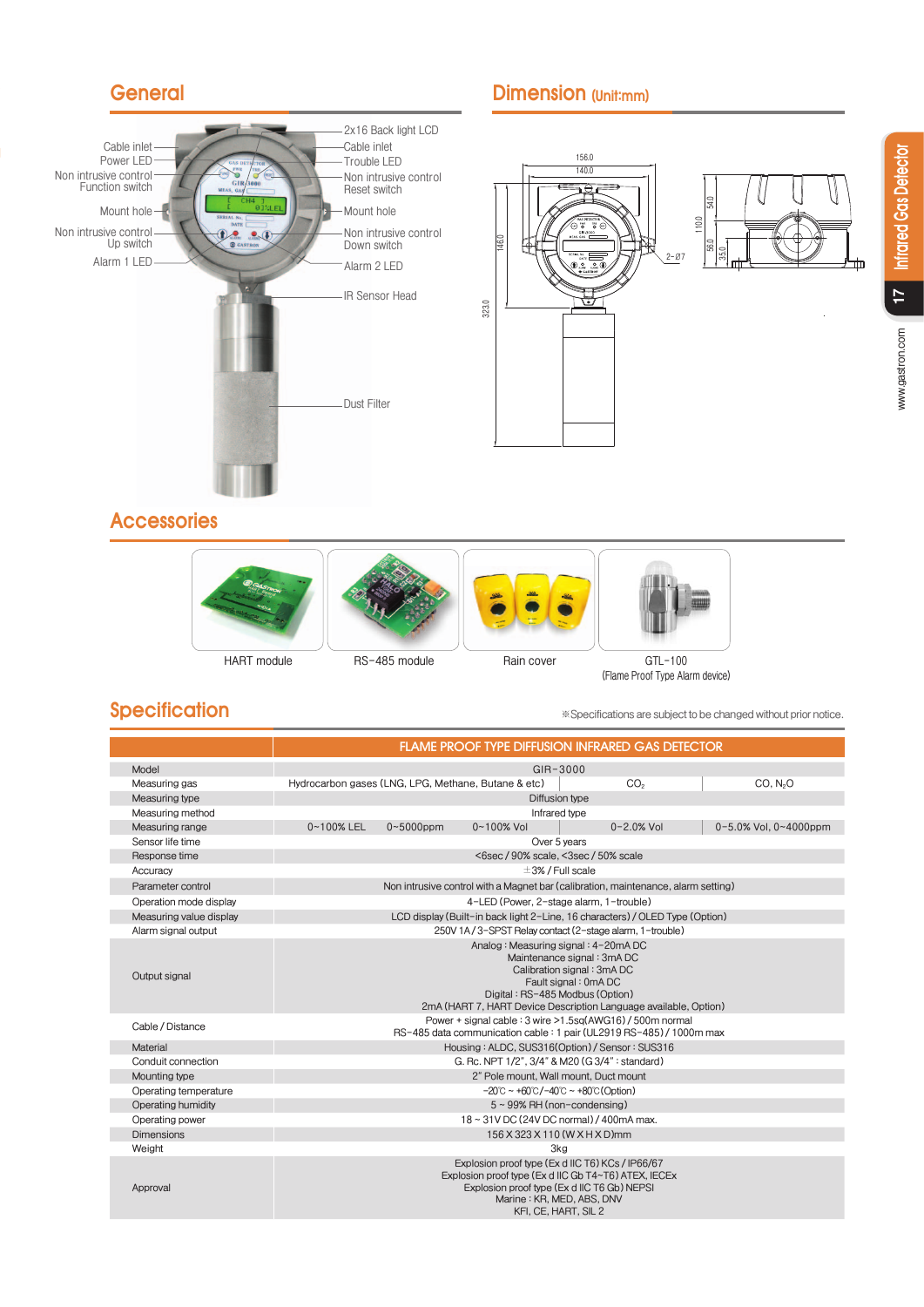## General

2x16 Back light LCD
Cable inlet
Power LED
Non intrusive control Function switch
Mount hole
Non intrusive control Up switch
Alarm 1 LED
Cable inlet
Trouble LED
Non intrusive control Reset switch
Mount hole
Non intrusive control Down switch
Alarm 2 LED
IR Sensor Head
Dust Filter

## Dimension (Unit:mm)

156.0
140.0
146.0
323.0
2-Ø7
110.0
54.0
56.0
35.0

## Accessories

HART module

RS-485 module

Rain cover

GTL-100
(Flame Proof Type Alarm device)

## Specification

※Specifications are subject to be changed without prior notice.

| | FLAME PROOF TYPE DIFFUSION INFRARED GAS DETECTOR | | | | |
|---|---|---|---|---|---|
| Model | GIR-3000 | | | | |
| Measuring gas | Hydrocarbon gases (LNG, LPG, Methane, Butane & etc) | | | $CO_2$ | CO, $N_2O$ |
| Measuring type | Diffusion type | | | | |
| Measuring method | Infrared type | | | | |
| Measuring range | 0~100% LEL | 0~5000ppm | 0~100% Vol | 0~2.0% Vol | 0~5.0% Vol, 0~4000ppm |
| Sensor life time | Over 5 years | | | | |
| Response time | <6sec / 90% scale, <3sec / 50% scale | | | | |
| Accuracy | ±3% / Full scale | | | | |
| Parameter control | Non intrusive control with a Magnet bar (calibration, maintenance, alarm setting) | | | | |
| Operation mode display | 4-LED (Power, 2-stage alarm, 1-trouble) | | | | |
| Measuring value display | LCD display (Built-in back light 2-Line, 16 characters) / OLED Type (Option) | | | | |
| Alarm signal output | 250V 1A / 3-SPST Relay contact (2-stage alarm, 1-trouble) | | | | |
| Output signal | Analog : Measuring signal : 4-20mA DC<br>Maintenance signal : 3mA DC<br>Calibration signal : 3mA DC<br>Fault signal : 0mA DC<br>Digital : RS-485 Modbus (Option)<br>2mA (HART 7, HART Device Description Language available, Option) | | | | |
| Cable / Distance | Power + signal cable : 3 wire >1.5sq(AWG16) / 500m normal<br>RS-485 data communication cable : 1 pair (UL2919 RS-485) / 1000m max | | | | |
| Material | Housing : ALDC, SUS316(Option) / Sensor : SUS316 | | | | |
| Conduit connection | G. Rc. NPT 1/2", 3/4" & M20 (G 3/4" : standard) | | | | |
| Mounting type | 2" Pole mount, Wall mount, Duct mount | | | | |
| Operating temperature | -20℃ ~ +60℃/-40℃ ~ +80℃(Option) | | | | |
| Operating humidity | 5 ~ 99% RH (non-condensing) | | | | |
| Operating power | 18 ~ 31V DC (24V DC normal) / 400mA max. | | | | |
| Dimensions | 156 X 323 X 110 (W X H X D)mm | | | | |
| Weight | 3kg | | | | |
| Approval | Explosion proof type (Ex d IIC T6) KCs / IP66/67<br>Explosion proof type (Ex d IIC Gb T4~T6) ATEX, IECEx<br>Explosion proof type (Ex d IIC T6 Gb) NEPSI<br>Marine : KR, MED, ABS, DNV<br>KFI, CE, HART, SIL 2 | | | | |